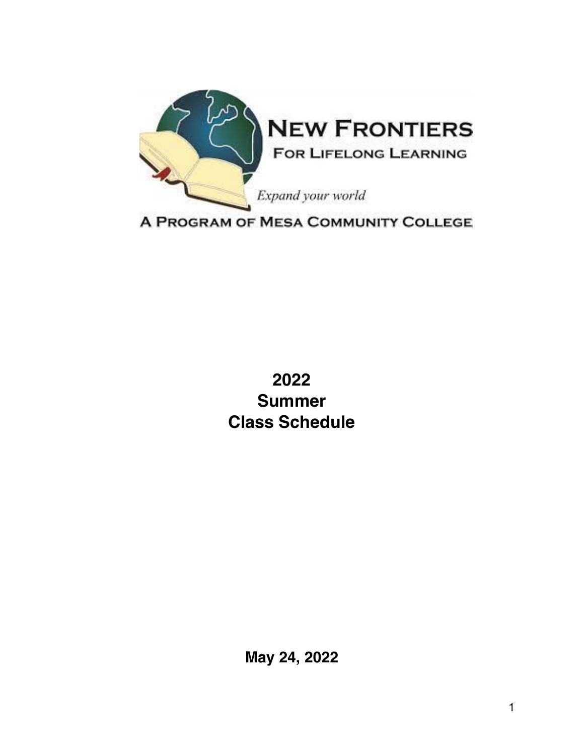# New Frontiers

## For Lifelong Learning

*Expand your world*

A Program of Mesa Community College

# 2022
# Summer
# Class Schedule

**May 24, 2022**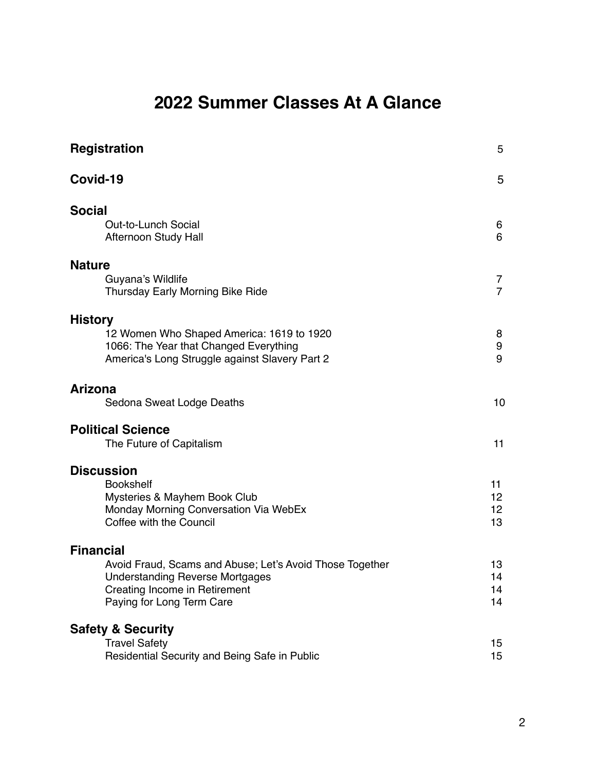# 2022 Summer Classes At A Glance

| | |
|---|---|
| **Registration** | 5 |
| **Covid-19** | 5 |
| **Social** | |
| Out-to-Lunch Social | 6 |
| Afternoon Study Hall | 6 |
| **Nature** | |
| Guyana's Wildlife | 7 |
| Thursday Early Morning Bike Ride | 7 |
| **History** | |
| 12 Women Who Shaped America: 1619 to 1920 | 8 |
| 1066: The Year that Changed Everything | 9 |
| America's Long Struggle against Slavery Part 2 | 9 |
| **Arizona** | |
| Sedona Sweat Lodge Deaths | 10 |
| **Political Science** | |
| The Future of Capitalism | 11 |
| **Discussion** | |
| Bookshelf | 11 |
| Mysteries & Mayhem Book Club | 12 |
| Monday Morning Conversation Via WebEx | 12 |
| Coffee with the Council | 13 |
| **Financial** | |
| Avoid Fraud, Scams and Abuse; Let's Avoid Those Together | 13 |
| Understanding Reverse Mortgages | 14 |
| Creating Income in Retirement | 14 |
| Paying for Long Term Care | 14 |
| **Safety & Security** | |
| Travel Safety | 15 |
| Residential Security and Being Safe in Public | 15 |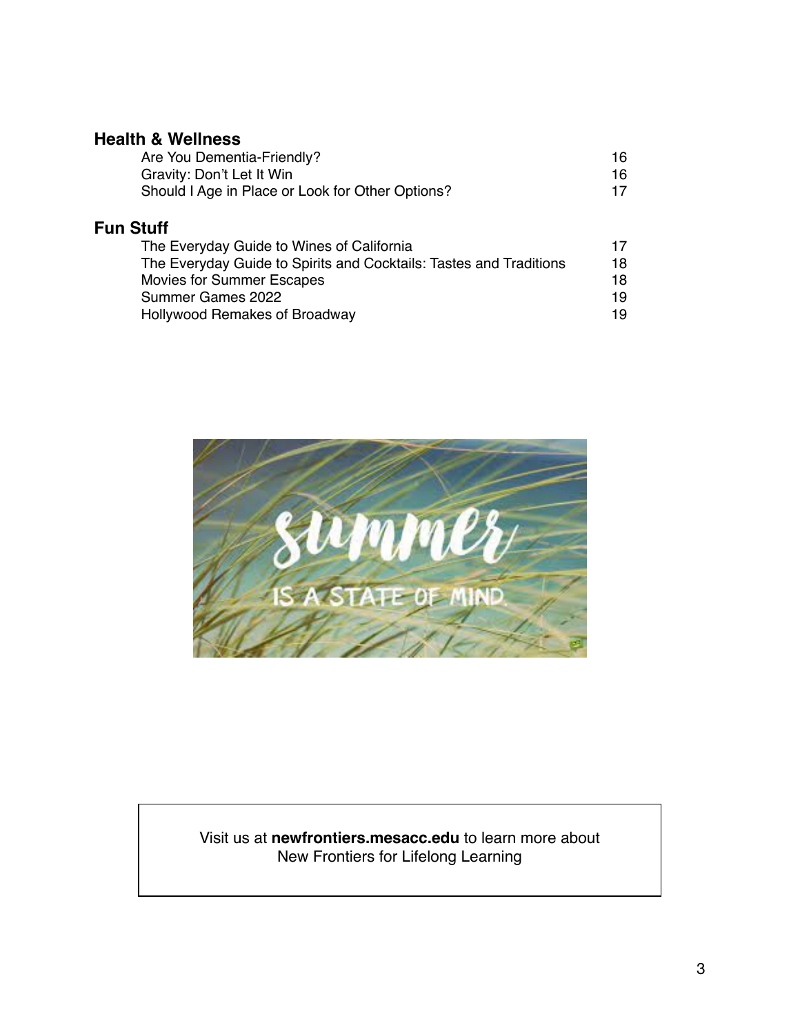## Health & Wellness

| | |
|---|---|
| Are You Dementia-Friendly? | 16 |
| Gravity: Don't Let It Win | 16 |
| Should I Age in Place or Look for Other Options? | 17 |

## Fun Stuff

| | |
|---|---|
| The Everyday Guide to Wines of California | 17 |
| The Everyday Guide to Spirits and Cocktails: Tastes and Traditions | 18 |
| Movies for Summer Escapes | 18 |
| Summer Games 2022 | 19 |
| Hollywood Remakes of Broadway | 19 |

summer IS A STATE OF MIND.

Visit us at **newfrontiers.mesacc.edu** to learn more about New Frontiers for Lifelong Learning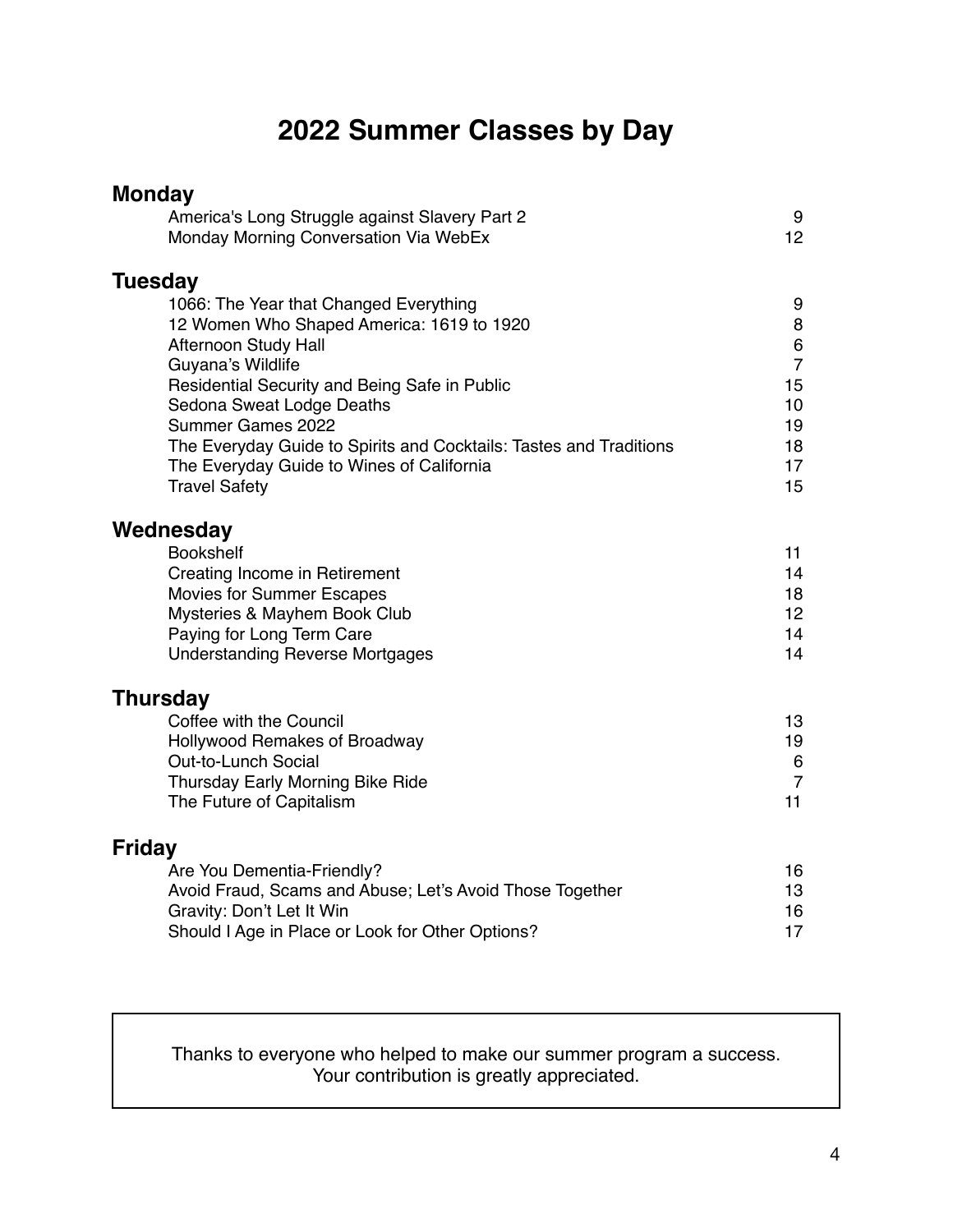# 2022 Summer Classes by Day

## Monday

| Class | Page |
|---|---|
| America's Long Struggle against Slavery Part 2 | 9 |
| Monday Morning Conversation Via WebEx | 12 |

## Tuesday

| Class | Page |
|---|---|
| 1066: The Year that Changed Everything | 9 |
| 12 Women Who Shaped America: 1619 to 1920 | 8 |
| Afternoon Study Hall | 6 |
| Guyana's Wildlife | 7 |
| Residential Security and Being Safe in Public | 15 |
| Sedona Sweat Lodge Deaths | 10 |
| Summer Games 2022 | 19 |
| The Everyday Guide to Spirits and Cocktails: Tastes and Traditions | 18 |
| The Everyday Guide to Wines of California | 17 |
| Travel Safety | 15 |

## Wednesday

| Class | Page |
|---|---|
| Bookshelf | 11 |
| Creating Income in Retirement | 14 |
| Movies for Summer Escapes | 18 |
| Mysteries & Mayhem Book Club | 12 |
| Paying for Long Term Care | 14 |
| Understanding Reverse Mortgages | 14 |

## Thursday

| Class | Page |
|---|---|
| Coffee with the Council | 13 |
| Hollywood Remakes of Broadway | 19 |
| Out-to-Lunch Social | 6 |
| Thursday Early Morning Bike Ride | 7 |
| The Future of Capitalism | 11 |

## Friday

| Class | Page |
|---|---|
| Are You Dementia-Friendly? | 16 |
| Avoid Fraud, Scams and Abuse; Let's Avoid Those Together | 13 |
| Gravity: Don't Let It Win | 16 |
| Should I Age in Place or Look for Other Options? | 17 |

Thanks to everyone who helped to make our summer program a success.
Your contribution is greatly appreciated.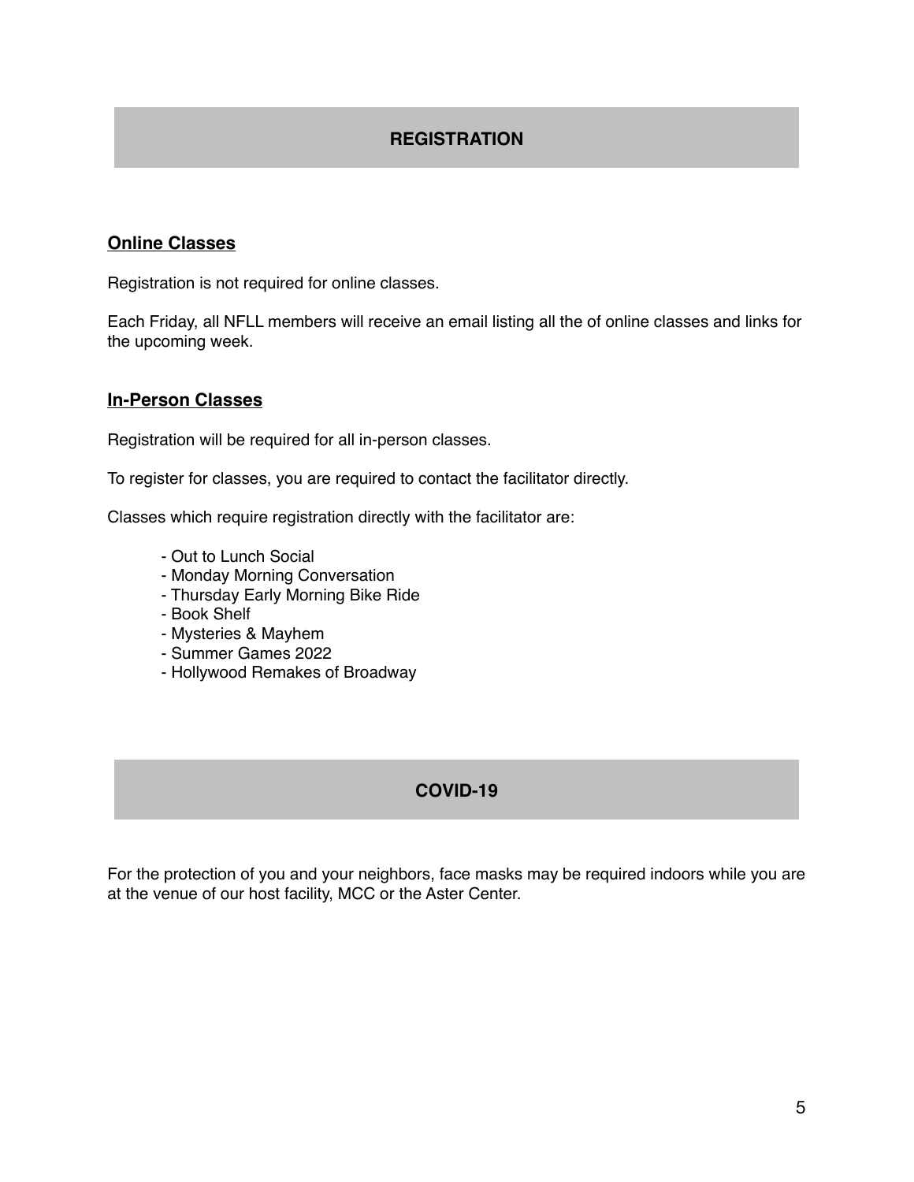## REGISTRATION

### Online Classes

Registration is not required for online classes.

Each Friday, all NFLL members will receive an email listing all the of online classes and links for the upcoming week.

### In-Person Classes

Registration will be required for all in-person classes.

To register for classes, you are required to contact the facilitator directly.

Classes which require registration directly with the facilitator are:

- Out to Lunch Social
- Monday Morning Conversation
- Thursday Early Morning Bike Ride
- Book Shelf
- Mysteries & Mayhem
- Summer Games 2022
- Hollywood Remakes of Broadway

## COVID-19

For the protection of you and your neighbors, face masks may be required indoors while you are at the venue of our host facility, MCC or the Aster Center.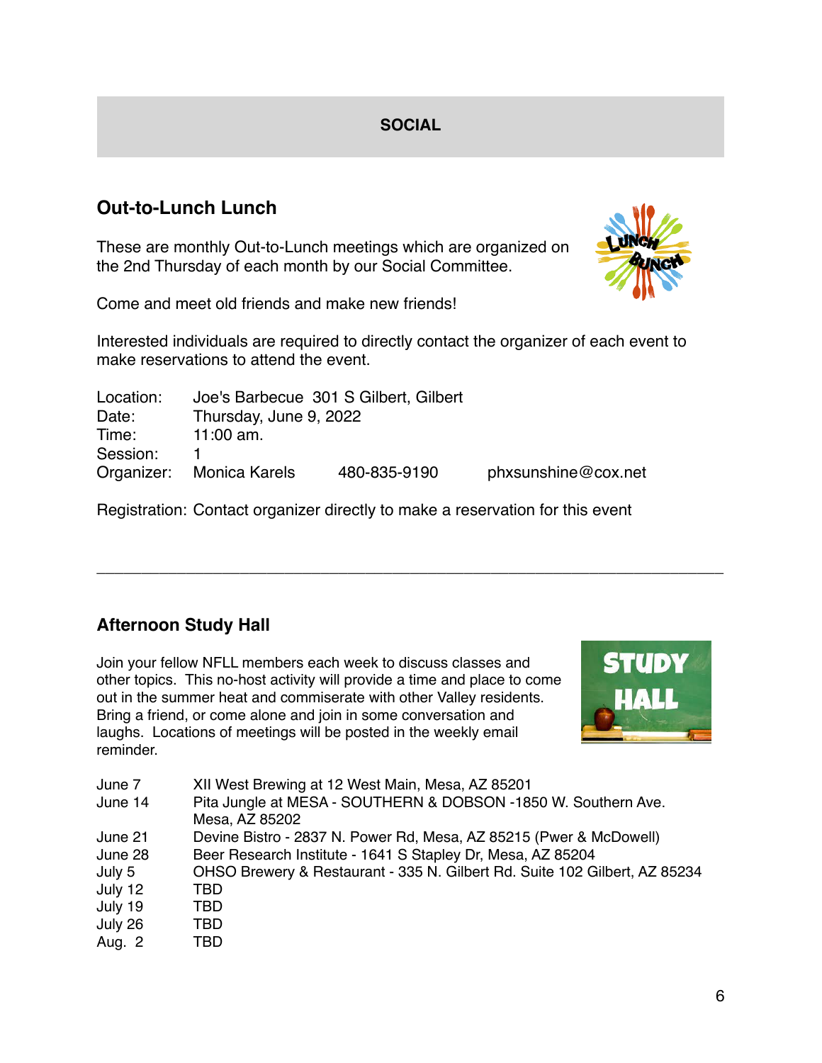## SOCIAL

### Out-to-Lunch Lunch

These are monthly Out-to-Lunch meetings which are organized on the 2nd Thursday of each month by our Social Committee.

Come and meet old friends and make new friends!

Interested individuals are required to directly contact the organizer of each event to make reservations to attend the event.

Location: Joe's Barbecue 301 S Gilbert, Gilbert
Date: Thursday, June 9, 2022
Time: 11:00 am.
Session: 1
Organizer: Monica Karels 480-835-9190 phxsunshine@cox.net

Registration: Contact organizer directly to make a reservation for this event

---

### Afternoon Study Hall

Join your fellow NFLL members each week to discuss classes and other topics. This no-host activity will provide a time and place to come out in the summer heat and commiserate with other Valley residents. Bring a friend, or come alone and join in some conversation and laughs. Locations of meetings will be posted in the weekly email reminder.

| | |
|---|---|
| June 7 | XII West Brewing at 12 West Main, Mesa, AZ 85201 |
| June 14 | Pita Jungle at MESA - SOUTHERN & DOBSON -1850 W. Southern Ave. Mesa, AZ 85202 |
| June 21 | Devine Bistro - 2837 N. Power Rd, Mesa, AZ 85215 (Pwer & McDowell) |
| June 28 | Beer Research Institute - 1641 S Stapley Dr, Mesa, AZ 85204 |
| July 5 | OHSO Brewery & Restaurant - 335 N. Gilbert Rd. Suite 102 Gilbert, AZ 85234 |
| July 12 | TBD |
| July 19 | TBD |
| July 26 | TBD |
| Aug. 2 | TBD |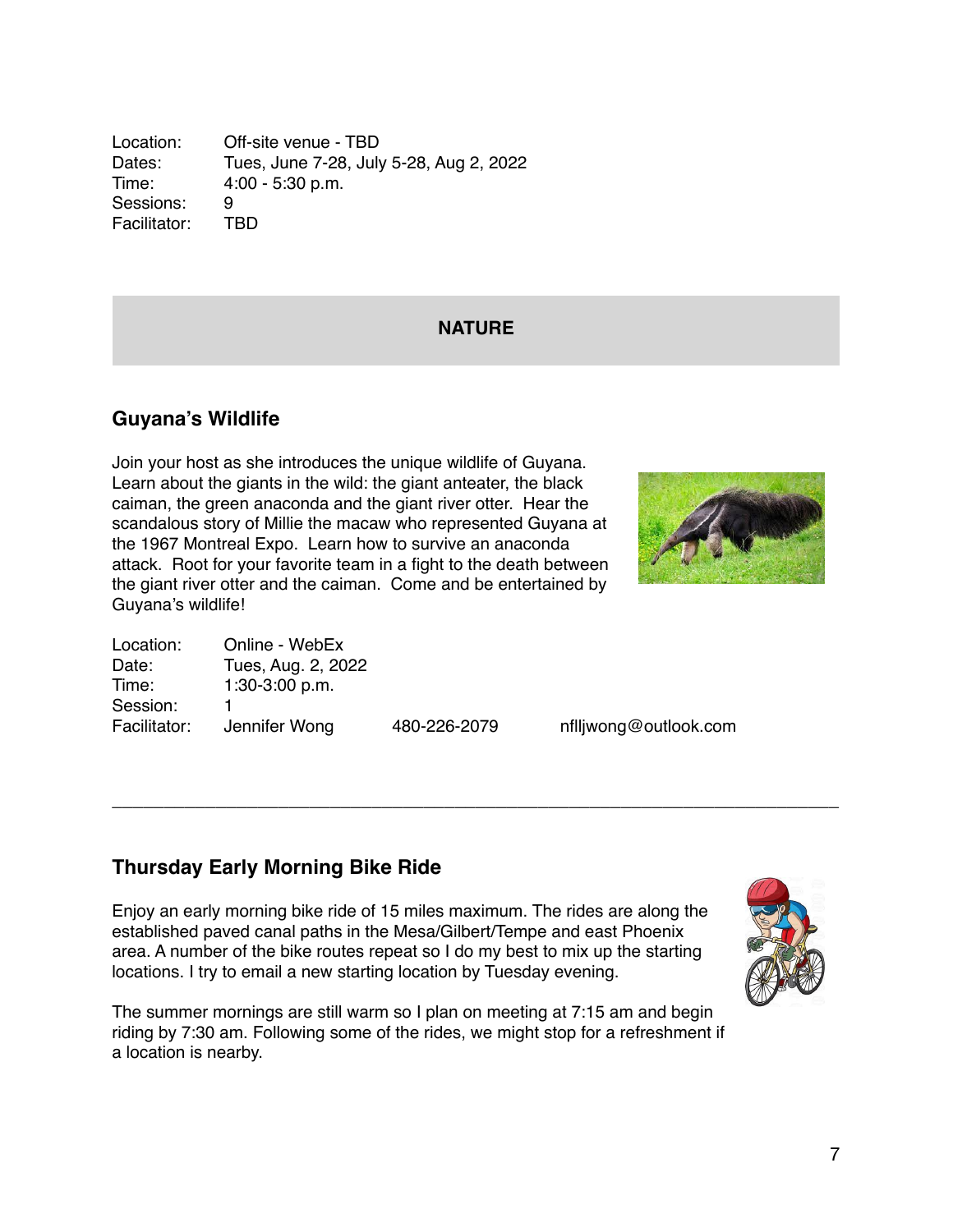Location: Off-site venue - TBD
Dates: Tues, June 7-28, July 5-28, Aug 2, 2022
Time: 4:00 - 5:30 p.m.
Sessions: 9
Facilitator: TBD

## NATURE

### Guyana's Wildlife

Join your host as she introduces the unique wildlife of Guyana. Learn about the giants in the wild: the giant anteater, the black caiman, the green anaconda and the giant river otter. Hear the scandalous story of Millie the macaw who represented Guyana at the 1967 Montreal Expo. Learn how to survive an anaconda attack. Root for your favorite team in a fight to the death between the giant river otter and the caiman. Come and be entertained by Guyana's wildlife!

Location: Online - WebEx
Date: Tues, Aug. 2, 2022
Time: 1:30-3:00 p.m.
Session: 1
Facilitator: Jennifer Wong 480-226-2079 nflljwong@outlook.com

---

### Thursday Early Morning Bike Ride

Enjoy an early morning bike ride of 15 miles maximum. The rides are along the established paved canal paths in the Mesa/Gilbert/Tempe and east Phoenix area. A number of the bike routes repeat so I do my best to mix up the starting locations. I try to email a new starting location by Tuesday evening.

The summer mornings are still warm so I plan on meeting at 7:15 am and begin riding by 7:30 am. Following some of the rides, we might stop for a refreshment if a location is nearby.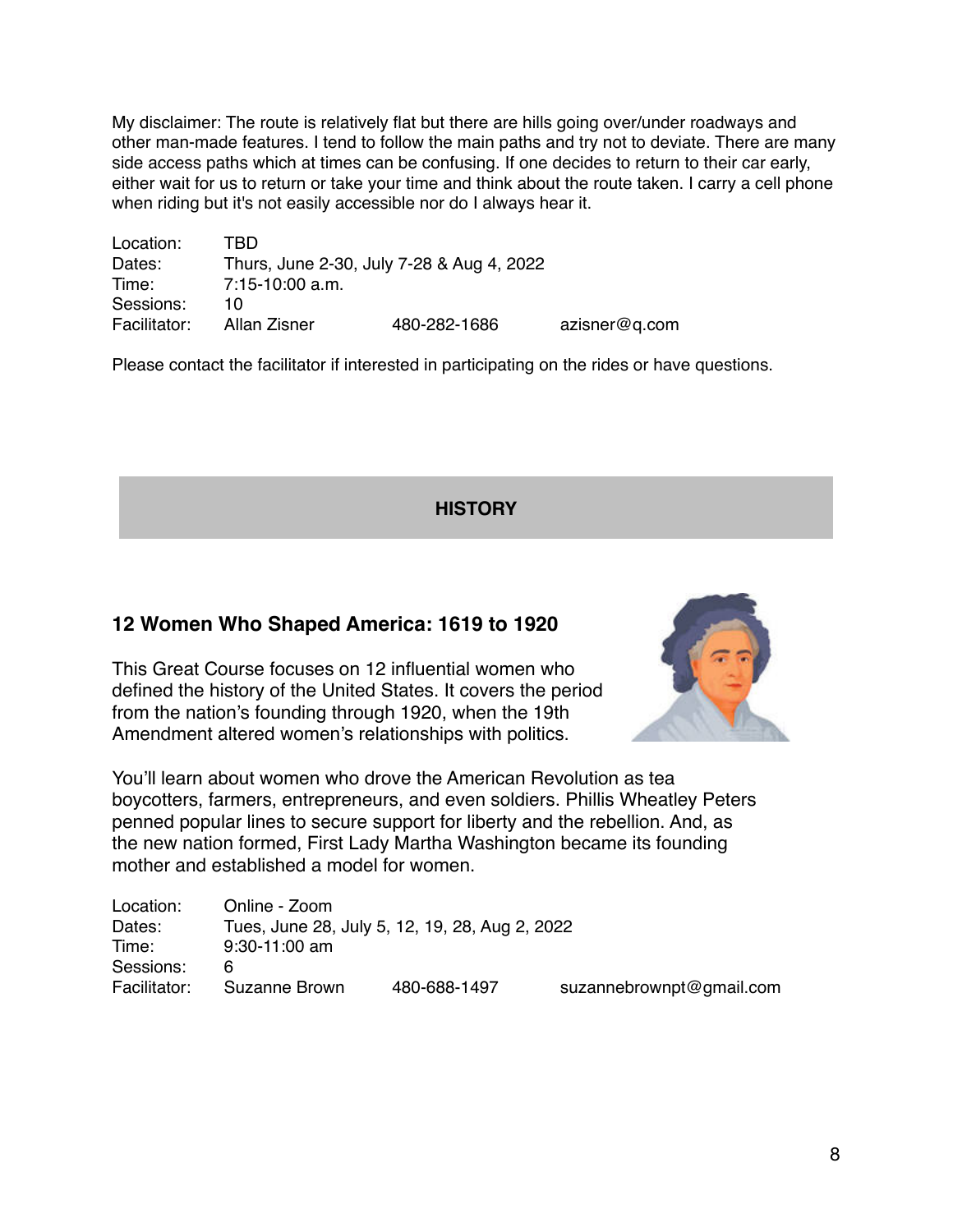My disclaimer: The route is relatively flat but there are hills going over/under roadways and other man-made features. I tend to follow the main paths and try not to deviate. There are many side access paths which at times can be confusing. If one decides to return to their car early, either wait for us to return or take your time and think about the route taken. I carry a cell phone when riding but it's not easily accessible nor do I always hear it.

| | | | |
|---|---|---|---|
| Location: | TBD | | |
| Dates: | Thurs, June 2-30, July 7-28 & Aug 4, 2022 | | |
| Time: | 7:15-10:00 a.m. | | |
| Sessions: | 10 | | |
| Facilitator: | Allan Zisner | 480-282-1686 | azisner@q.com |

Please contact the facilitator if interested in participating on the rides or have questions.

## HISTORY

### 12 Women Who Shaped America: 1619 to 1920

This Great Course focuses on 12 influential women who defined the history of the United States. It covers the period from the nation's founding through 1920, when the 19th Amendment altered women's relationships with politics.

You'll learn about women who drove the American Revolution as tea boycotters, farmers, entrepreneurs, and even soldiers. Phillis Wheatley Peters penned popular lines to secure support for liberty and the rebellion. And, as the new nation formed, First Lady Martha Washington became its founding mother and established a model for women.

| | | | |
|---|---|---|---|
| Location: | Online - Zoom | | |
| Dates: | Tues, June 28, July 5, 12, 19, 28, Aug 2, 2022 | | |
| Time: | 9:30-11:00 am | | |
| Sessions: | 6 | | |
| Facilitator: | Suzanne Brown | 480-688-1497 | suzannebrownpt@gmail.com |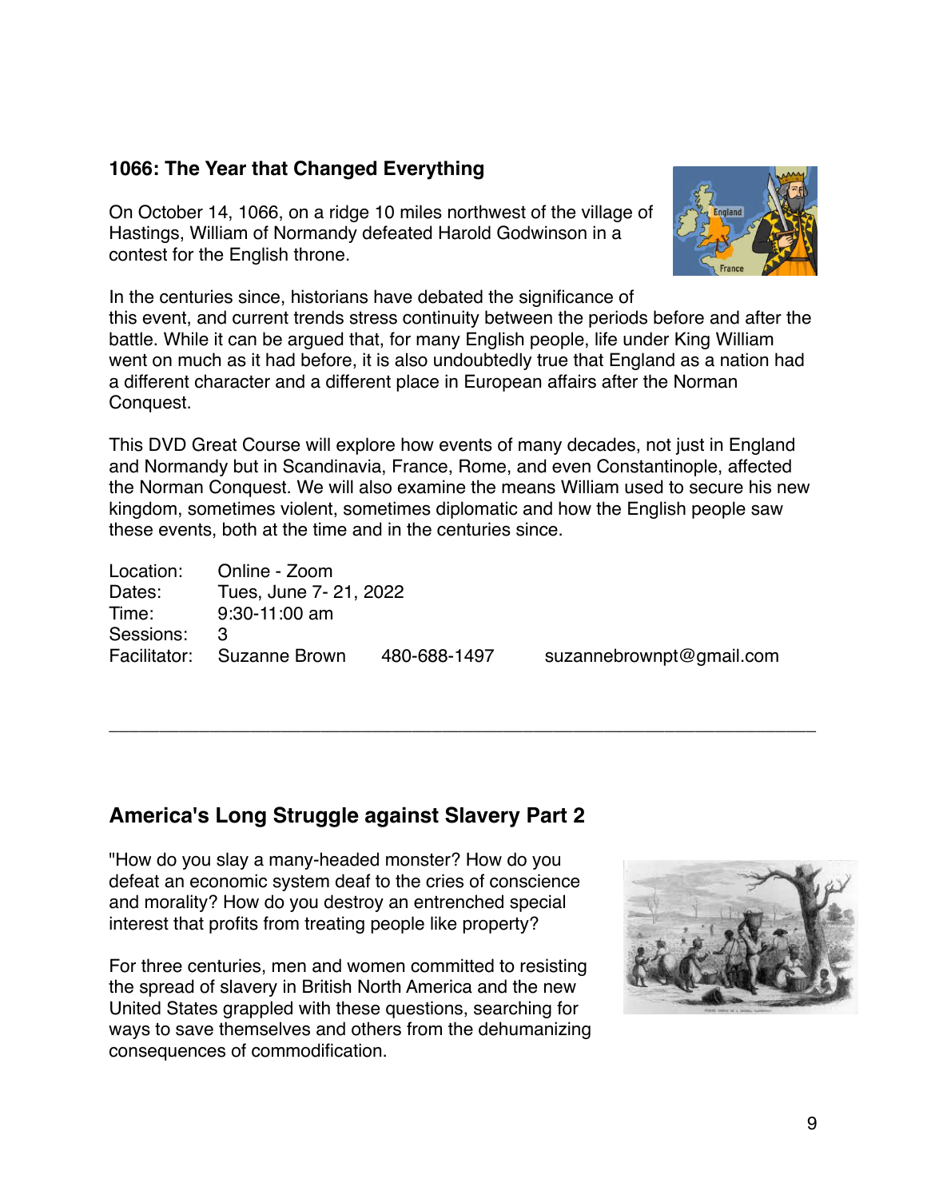## 1066: The Year that Changed Everything

On October 14, 1066, on a ridge 10 miles northwest of the village of Hastings, William of Normandy defeated Harold Godwinson in a contest for the English throne.

In the centuries since, historians have debated the significance of this event, and current trends stress continuity between the periods before and after the battle. While it can be argued that, for many English people, life under King William went on much as it had before, it is also undoubtedly true that England as a nation had a different character and a different place in European affairs after the Norman Conquest.

This DVD Great Course will explore how events of many decades, not just in England and Normandy but in Scandinavia, France, Rome, and even Constantinople, affected the Norman Conquest. We will also examine the means William used to secure his new kingdom, sometimes violent, sometimes diplomatic and how the English people saw these events, both at the time and in the centuries since.

| | | | |
|---|---|---|---|
| Location: | Online - Zoom | | |
| Dates: | Tues, June 7- 21, 2022 | | |
| Time: | 9:30-11:00 am | | |
| Sessions: | 3 | | |
| Facilitator: | Suzanne Brown | 480-688-1497 | suzannebrownpt@gmail.com |

---

## America's Long Struggle against Slavery Part 2

"How do you slay a many-headed monster? How do you defeat an economic system deaf to the cries of conscience and morality? How do you destroy an entrenched special interest that profits from treating people like property?

For three centuries, men and women committed to resisting the spread of slavery in British North America and the new United States grappled with these questions, searching for ways to save themselves and others from the dehumanizing consequences of commodification.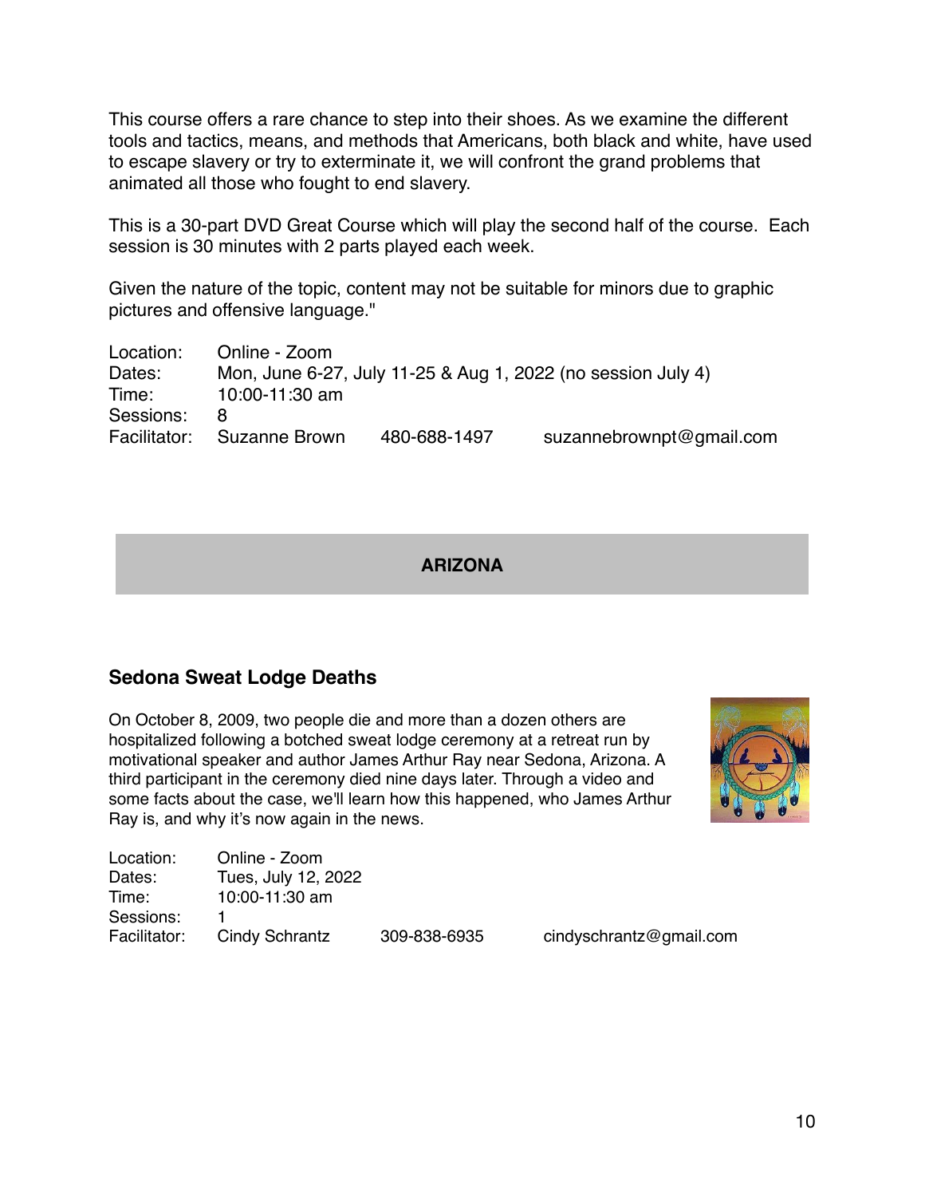This course offers a rare chance to step into their shoes. As we examine the different tools and tactics, means, and methods that Americans, both black and white, have used to escape slavery or try to exterminate it, we will confront the grand problems that animated all those who fought to end slavery.

This is a 30-part DVD Great Course which will play the second half of the course. Each session is 30 minutes with 2 parts played each week.

Given the nature of the topic, content may not be suitable for minors due to graphic pictures and offensive language."

Location: Online - Zoom
Dates: Mon, June 6-27, July 11-25 & Aug 1, 2022 (no session July 4)
Time: 10:00-11:30 am
Sessions: 8
Facilitator: Suzanne Brown 480-688-1497 suzannebrownpt@gmail.com

## ARIZONA

### Sedona Sweat Lodge Deaths

On October 8, 2009, two people die and more than a dozen others are hospitalized following a botched sweat lodge ceremony at a retreat run by motivational speaker and author James Arthur Ray near Sedona, Arizona. A third participant in the ceremony died nine days later. Through a video and some facts about the case, we'll learn how this happened, who James Arthur Ray is, and why it's now again in the news.

Location: Online - Zoom
Dates: Tues, July 12, 2022
Time: 10:00-11:30 am
Sessions: 1
Facilitator: Cindy Schrantz 309-838-6935 cindyschrantz@gmail.com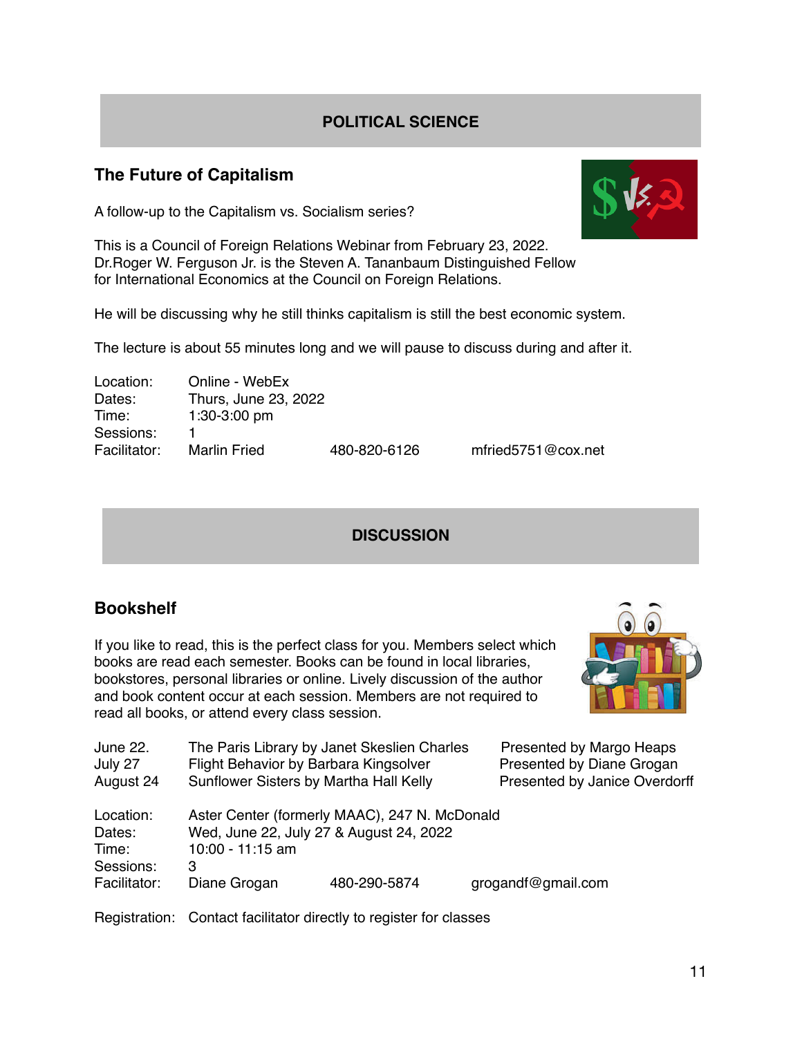## POLITICAL SCIENCE

### The Future of Capitalism

A follow-up to the Capitalism vs. Socialism series?

This is a Council of Foreign Relations Webinar from February 23, 2022. Dr.Roger W. Ferguson Jr. is the Steven A. Tananbaum Distinguished Fellow for International Economics at the Council on Foreign Relations.

He will be discussing why he still thinks capitalism is still the best economic system.

The lecture is about 55 minutes long and we will pause to discuss during and after it.

| | | | |
|---|---|---|---|
| Location: | Online - WebEx | | |
| Dates: | Thurs, June 23, 2022 | | |
| Time: | 1:30-3:00 pm | | |
| Sessions: | 1 | | |
| Facilitator: | Marlin Fried | 480-820-6126 | mfried5751@cox.net |

## DISCUSSION

### Bookshelf

If you like to read, this is the perfect class for you. Members select which books are read each semester. Books can be found in local libraries, bookstores, personal libraries or online. Lively discussion of the author and book content occur at each session. Members are not required to read all books, or attend every class session.

| | | |
|---|---|---|
| June 22. | The Paris Library by Janet Skeslien Charles | Presented by Margo Heaps |
| July 27 | Flight Behavior by Barbara Kingsolver | Presented by Diane Grogan |
| August 24 | Sunflower Sisters by Martha Hall Kelly | Presented by Janice Overdorff |

| | | | |
|---|---|---|---|
| Location: | Aster Center (formerly MAAC), 247 N. McDonald | | |
| Dates: | Wed, June 22, July 27 & August 24, 2022 | | |
| Time: | 10:00 - 11:15 am | | |
| Sessions: | 3 | | |
| Facilitator: | Diane Grogan | 480-290-5874 | grogandf@gmail.com |

Registration: Contact facilitator directly to register for classes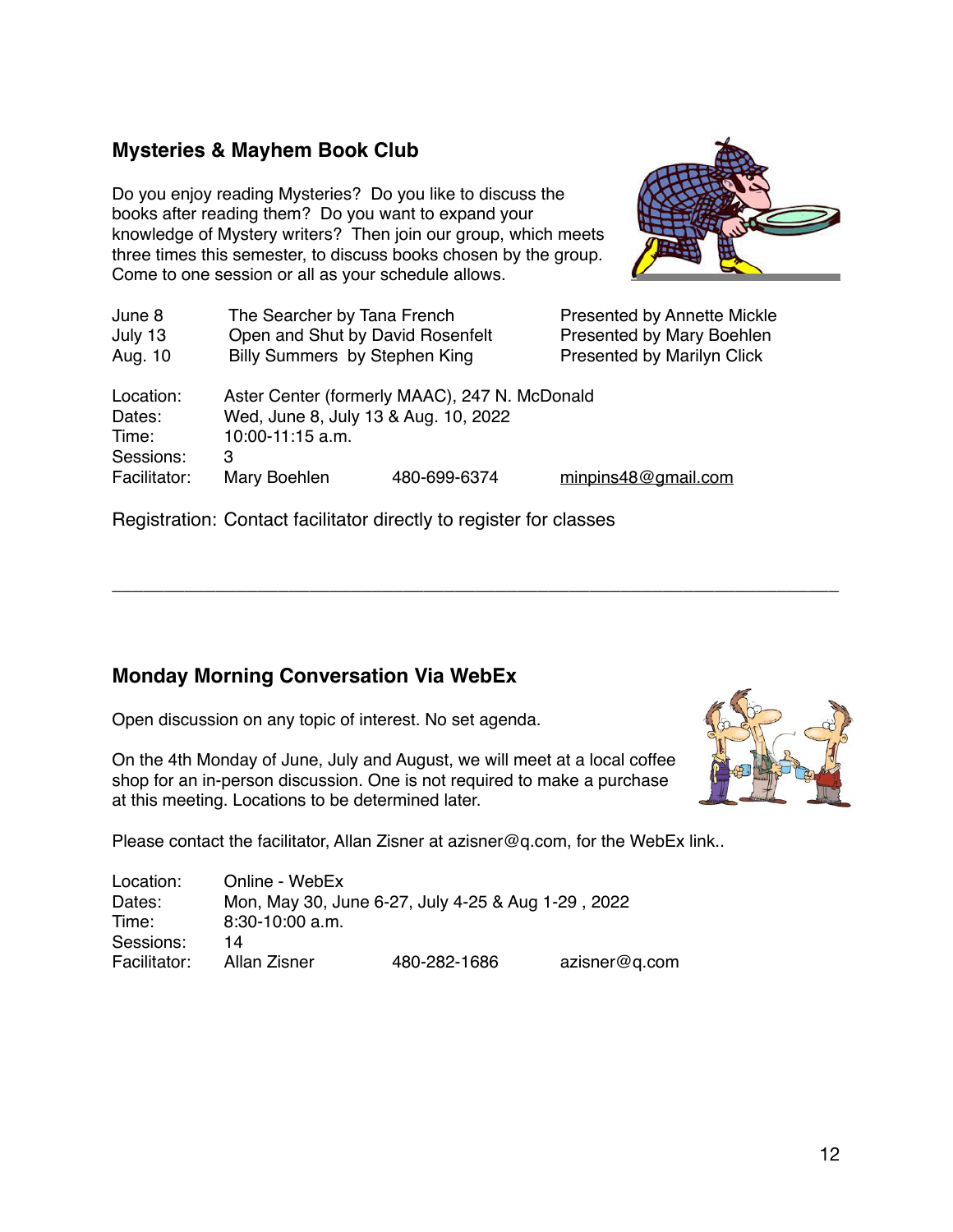## Mysteries & Mayhem Book Club

Do you enjoy reading Mysteries? Do you like to discuss the books after reading them? Do you want to expand your knowledge of Mystery writers? Then join our group, which meets three times this semester, to discuss books chosen by the group. Come to one session or all as your schedule allows.

| | | |
|---|---|---|
| June 8 | The Searcher by Tana French | Presented by Annette Mickle |
| July 13 | Open and Shut by David Rosenfelt | Presented by Mary Boehlen |
| Aug. 10 | Billy Summers by Stephen King | Presented by Marilyn Click |

Location: Aster Center (formerly MAAC), 247 N. McDonald
Dates: Wed, June 8, July 13 & Aug. 10, 2022
Time: 10:00-11:15 a.m.
Sessions: 3
Facilitator: Mary Boehlen 480-699-6374 minpins48@gmail.com

Registration: Contact facilitator directly to register for classes

---

## Monday Morning Conversation Via WebEx

Open discussion on any topic of interest. No set agenda.

On the 4th Monday of June, July and August, we will meet at a local coffee shop for an in-person discussion. One is not required to make a purchase at this meeting. Locations to be determined later.

Please contact the facilitator, Allan Zisner at azisner@q.com, for the WebEx link..

Location: Online - WebEx
Dates: Mon, May 30, June 6-27, July 4-25 & Aug 1-29 , 2022
Time: 8:30-10:00 a.m.
Sessions: 14
Facilitator: Allan Zisner 480-282-1686 azisner@q.com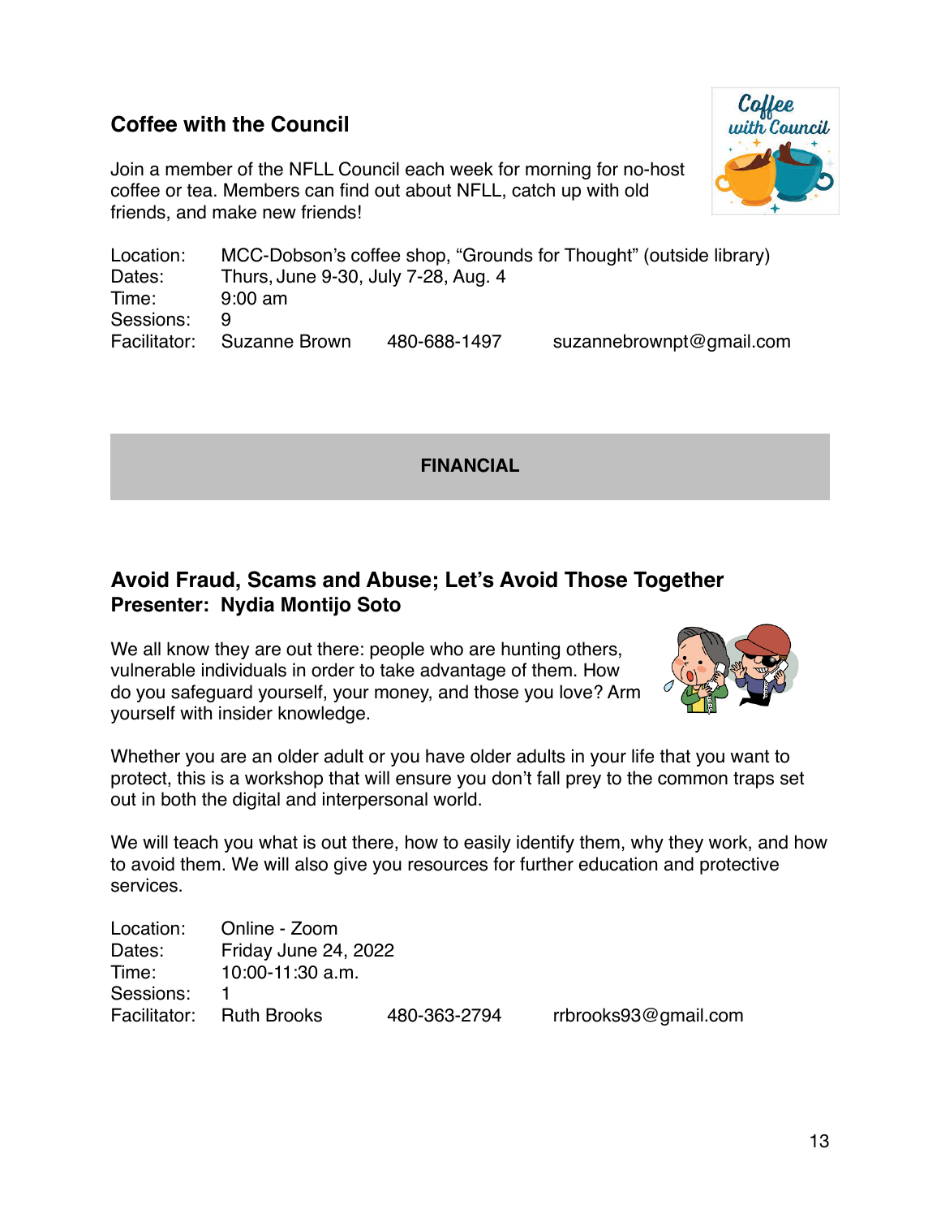## Coffee with the Council

Join a member of the NFLL Council each week for morning for no-host coffee or tea. Members can find out about NFLL, catch up with old friends, and make new friends!

| | | | |
|---|---|---|---|
| Location: | MCC-Dobson's coffee shop, "Grounds for Thought" (outside library) | | |
| Dates: | Thurs, June 9-30, July 7-28, Aug. 4 | | |
| Time: | 9:00 am | | |
| Sessions: | 9 | | |
| Facilitator: | Suzanne Brown | 480-688-1497 | suzannebrownpt@gmail.com |

**FINANCIAL**

## Avoid Fraud, Scams and Abuse; Let's Avoid Those Together
### Presenter: Nydia Montijo Soto

We all know they are out there: people who are hunting others, vulnerable individuals in order to take advantage of them. How do you safeguard yourself, your money, and those you love? Arm yourself with insider knowledge.

Whether you are an older adult or you have older adults in your life that you want to protect, this is a workshop that will ensure you don't fall prey to the common traps set out in both the digital and interpersonal world.

We will teach you what is out there, how to easily identify them, why they work, and how to avoid them. We will also give you resources for further education and protective services.

| | | | |
|---|---|---|---|
| Location: | Online - Zoom | | |
| Dates: | Friday June 24, 2022 | | |
| Time: | 10:00-11:30 a.m. | | |
| Sessions: | 1 | | |
| Facilitator: | Ruth Brooks | 480-363-2794 | rrbrooks93@gmail.com |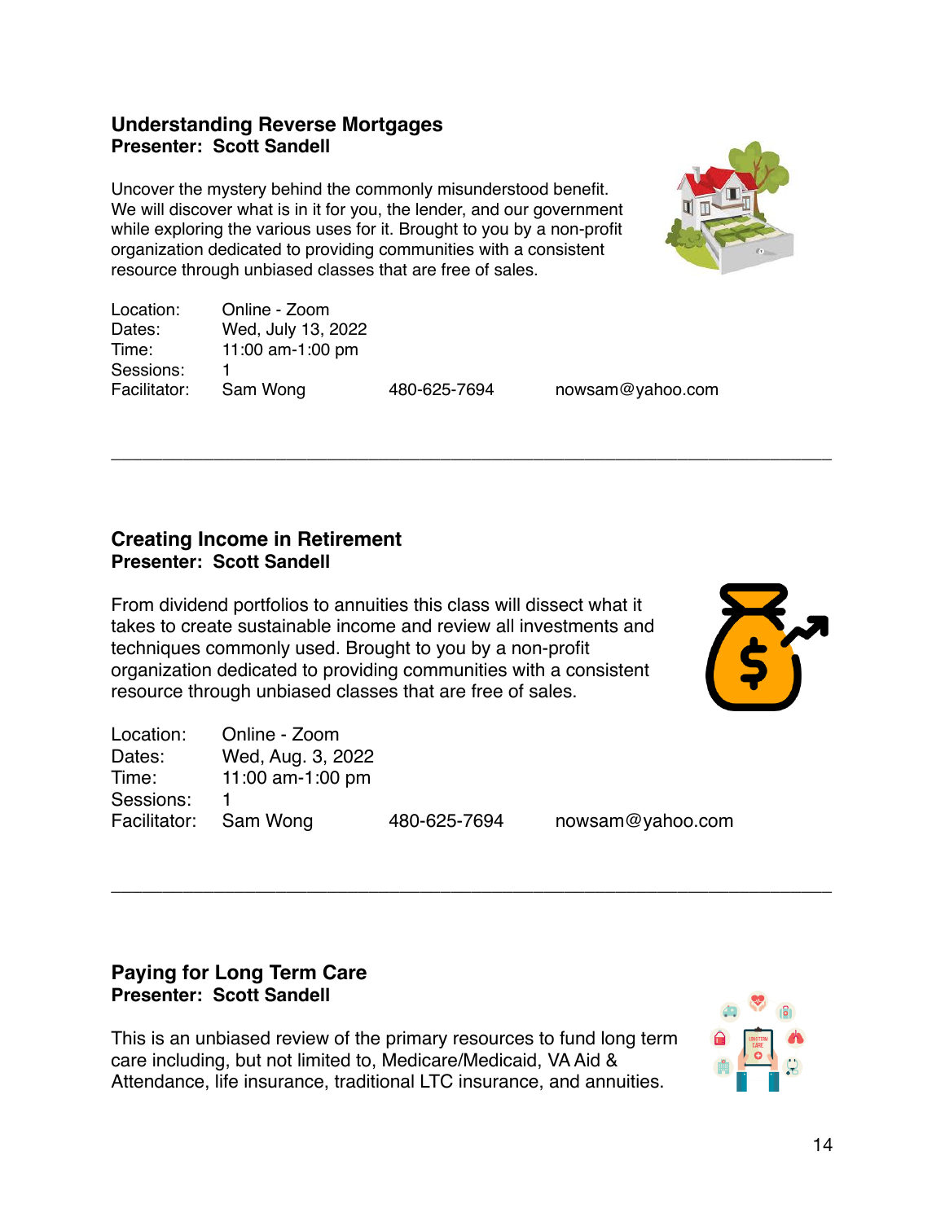## Understanding Reverse Mortgages
**Presenter: Scott Sandell**

Uncover the mystery behind the commonly misunderstood benefit. We will discover what is in it for you, the lender, and our government while exploring the various uses for it. Brought to you by a non-profit organization dedicated to providing communities with a consistent resource through unbiased classes that are free of sales.

| | | | |
|---|---|---|---|
| Location: | Online - Zoom | | |
| Dates: | Wed, July 13, 2022 | | |
| Time: | 11:00 am-1:00 pm | | |
| Sessions: | 1 | | |
| Facilitator: | Sam Wong | 480-625-7694 | nowsam@yahoo.com |

---

## Creating Income in Retirement
**Presenter: Scott Sandell**

From dividend portfolios to annuities this class will dissect what it takes to create sustainable income and review all investments and techniques commonly used. Brought to you by a non-profit organization dedicated to providing communities with a consistent resource through unbiased classes that are free of sales.

| | | | |
|---|---|---|---|
| Location: | Online - Zoom | | |
| Dates: | Wed, Aug. 3, 2022 | | |
| Time: | 11:00 am-1:00 pm | | |
| Sessions: | 1 | | |
| Facilitator: | Sam Wong | 480-625-7694 | nowsam@yahoo.com |

---

## Paying for Long Term Care
**Presenter: Scott Sandell**

This is an unbiased review of the primary resources to fund long term care including, but not limited to, Medicare/Medicaid, VA Aid & Attendance, life insurance, traditional LTC insurance, and annuities.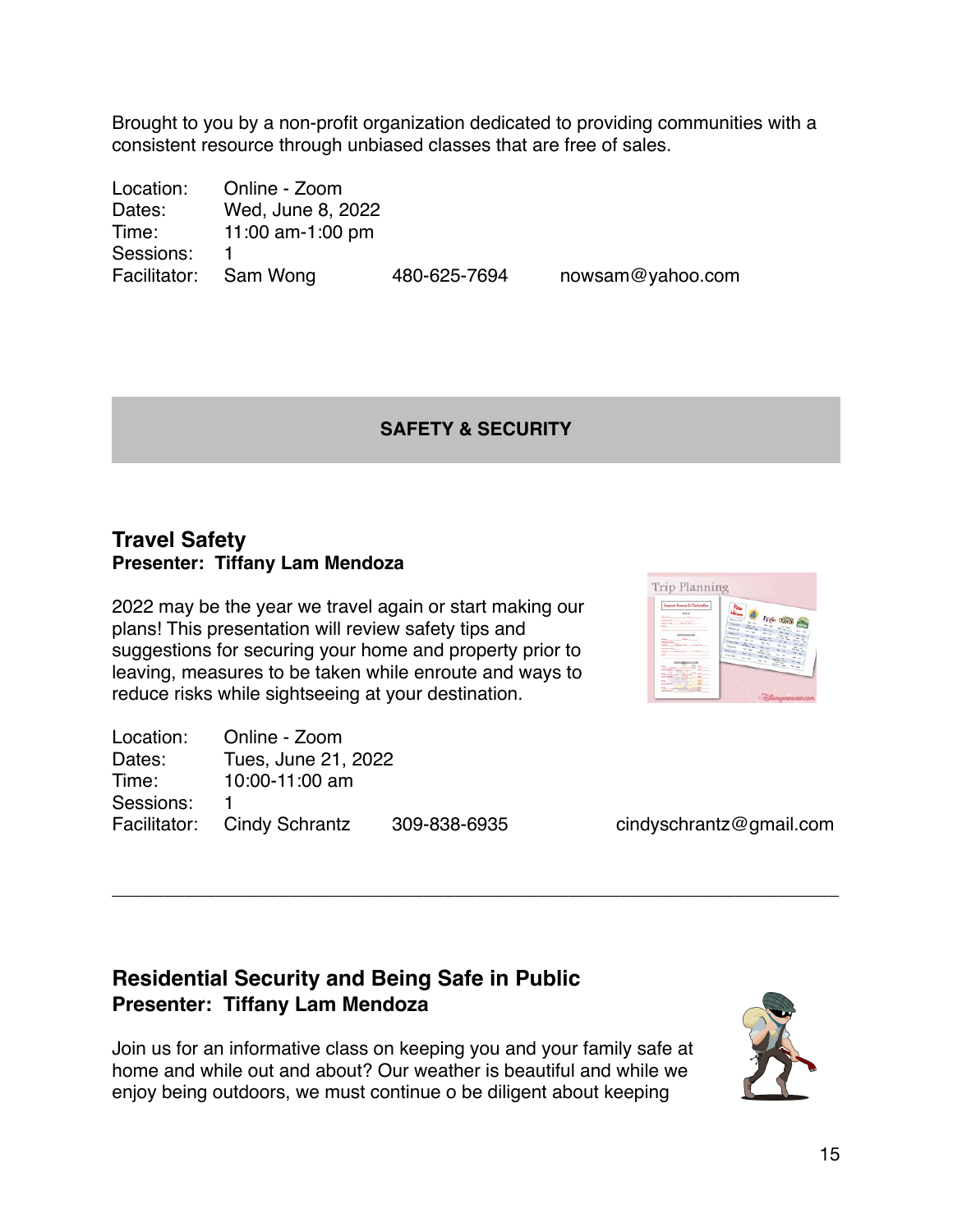Brought to you by a non-profit organization dedicated to providing communities with a consistent resource through unbiased classes that are free of sales.

Location: Online - Zoom
Dates: Wed, June 8, 2022
Time: 11:00 am-1:00 pm
Sessions: 1
Facilitator: Sam Wong 480-625-7694 nowsam@yahoo.com

## SAFETY & SECURITY

### Travel Safety

**Presenter: Tiffany Lam Mendoza**

2022 may be the year we travel again or start making our plans! This presentation will review safety tips and suggestions for securing your home and property prior to leaving, measures to be taken while enroute and ways to reduce risks while sightseeing at your destination.

Location: Online - Zoom
Dates: Tues, June 21, 2022
Time: 10:00-11:00 am
Sessions: 1
Facilitator: Cindy Schrantz 309-838-6935 cindyschrantz@gmail.com

---

### Residential Security and Being Safe in Public

**Presenter: Tiffany Lam Mendoza**

Join us for an informative class on keeping you and your family safe at home and while out and about? Our weather is beautiful and while we enjoy being outdoors, we must continue o be diligent about keeping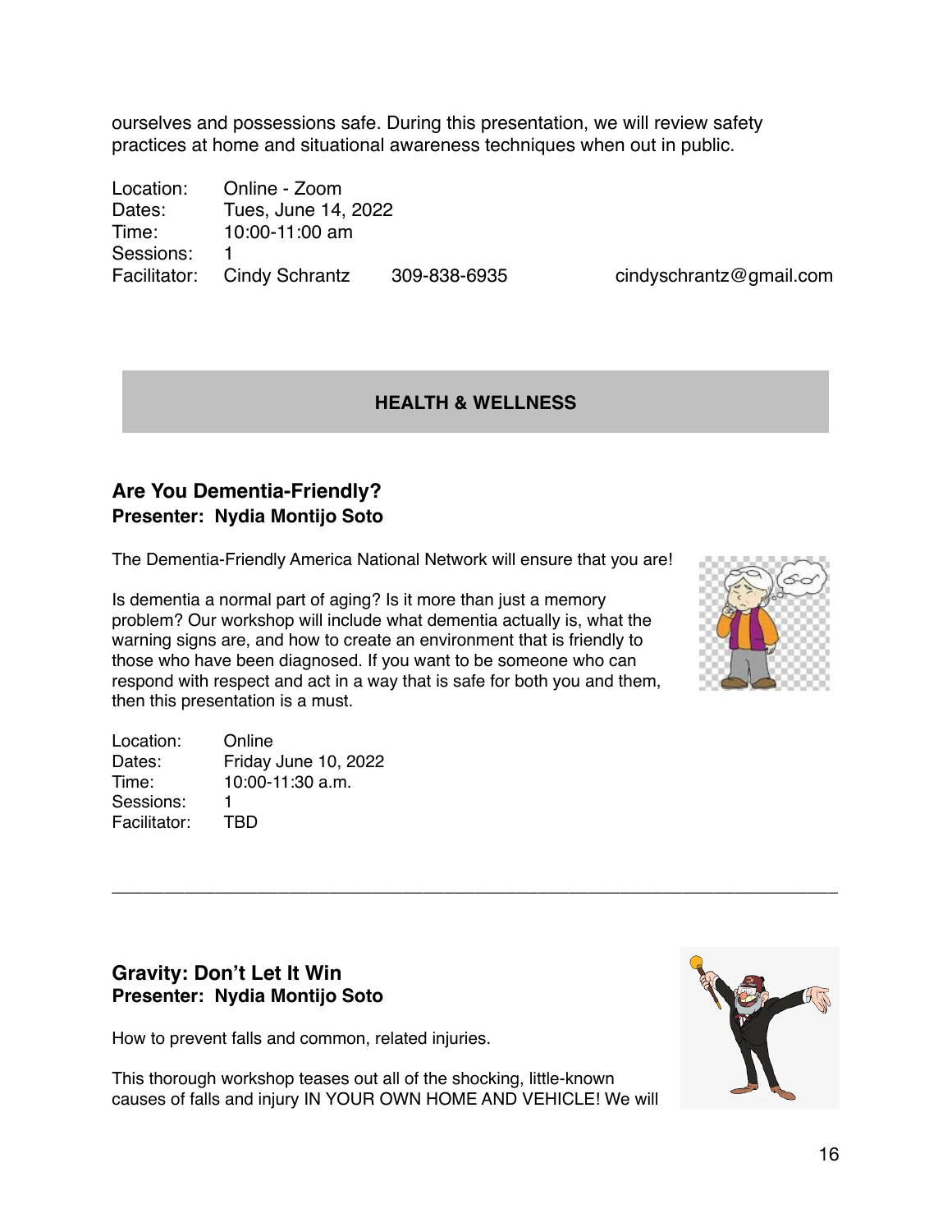ourselves and possessions safe. During this presentation, we will review safety practices at home and situational awareness techniques when out in public.

Location: Online - Zoom
Dates: Tues, June 14, 2022
Time: 10:00-11:00 am
Sessions: 1
Facilitator: Cindy Schrantz 309-838-6935 cindyschrantz@gmail.com

## HEALTH & WELLNESS

### Are You Dementia-Friendly?
**Presenter: Nydia Montijo Soto**

The Dementia-Friendly America National Network will ensure that you are!

Is dementia a normal part of aging? Is it more than just a memory problem? Our workshop will include what dementia actually is, what the warning signs are, and how to create an environment that is friendly to those who have been diagnosed. If you want to be someone who can respond with respect and act in a way that is safe for both you and them, then this presentation is a must.

Location: Online
Dates: Friday June 10, 2022
Time: 10:00-11:30 a.m.
Sessions: 1
Facilitator: TBD

---

### Gravity: Don't Let It Win
**Presenter: Nydia Montijo Soto**

How to prevent falls and common, related injuries.

This thorough workshop teases out all of the shocking, little-known causes of falls and injury IN YOUR OWN HOME AND VEHICLE! We will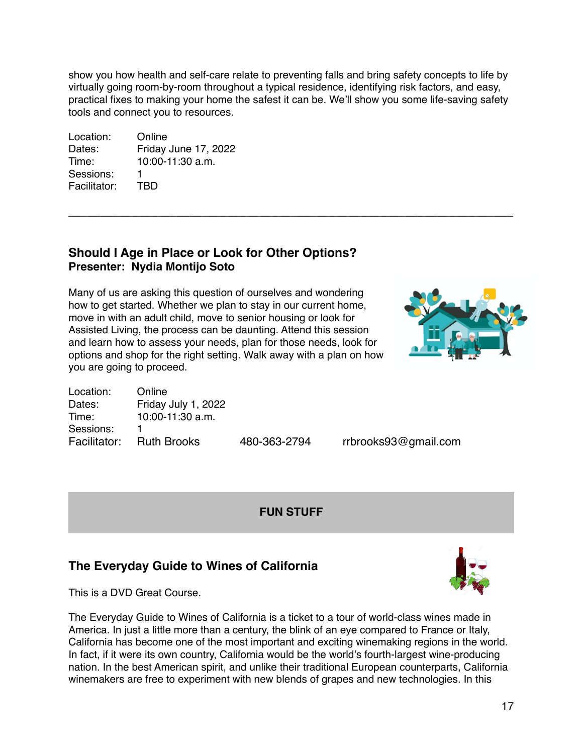show you how health and self-care relate to preventing falls and bring safety concepts to life by virtually going room-by-room throughout a typical residence, identifying risk factors, and easy, practical fixes to making your home the safest it can be. We'll show you some life-saving safety tools and connect you to resources.

| | |
|---|---|
| Location: | Online |
| Dates: | Friday June 17, 2022 |
| Time: | 10:00-11:30 a.m. |
| Sessions: | 1 |
| Facilitator: | TBD |

---

## Should I Age in Place or Look for Other Options?

**Presenter: Nydia Montijo Soto**

Many of us are asking this question of ourselves and wondering how to get started. Whether we plan to stay in our current home, move in with an adult child, move to senior housing or look for Assisted Living, the process can be daunting. Attend this session and learn how to assess your needs, plan for those needs, look for options and shop for the right setting. Walk away with a plan on how you are going to proceed.

| | | | |
|---|---|---|---|
| Location: | Online | | |
| Dates: | Friday July 1, 2022 | | |
| Time: | 10:00-11:30 a.m. | | |
| Sessions: | 1 | | |
| Facilitator: | Ruth Brooks | 480-363-2794 | rrbrooks93@gmail.com |

## FUN STUFF

## The Everyday Guide to Wines of California

This is a DVD Great Course.

The Everyday Guide to Wines of California is a ticket to a tour of world-class wines made in America. In just a little more than a century, the blink of an eye compared to France or Italy, California has become one of the most important and exciting winemaking regions in the world. In fact, if it were its own country, California would be the world's fourth-largest wine-producing nation. In the best American spirit, and unlike their traditional European counterparts, California winemakers are free to experiment with new blends of grapes and new technologies. In this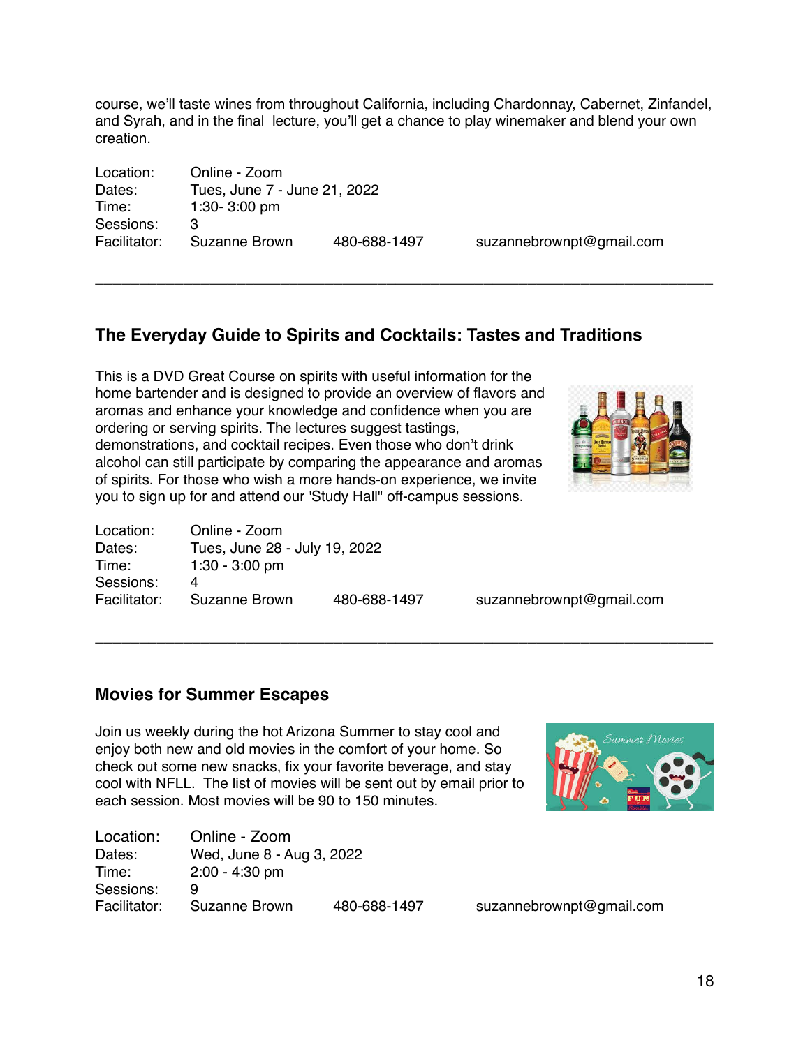course, we'll taste wines from throughout California, including Chardonnay, Cabernet, Zinfandel, and Syrah, and in the final lecture, you'll get a chance to play winemaker and blend your own creation.

| | | | |
|---|---|---|---|
| Location: | Online - Zoom | | |
| Dates: | Tues, June 7 - June 21, 2022 | | |
| Time: | 1:30- 3:00 pm | | |
| Sessions: | 3 | | |
| Facilitator: | Suzanne Brown | 480-688-1497 | suzannebrownpt@gmail.com |

---

### The Everyday Guide to Spirits and Cocktails: Tastes and Traditions

This is a DVD Great Course on spirits with useful information for the home bartender and is designed to provide an overview of flavors and aromas and enhance your knowledge and confidence when you are ordering or serving spirits. The lectures suggest tastings, demonstrations, and cocktail recipes. Even those who don't drink alcohol can still participate by comparing the appearance and aromas of spirits. For those who wish a more hands-on experience, we invite you to sign up for and attend our 'Study Hall" off-campus sessions.

| | | | |
|---|---|---|---|
| Location: | Online - Zoom | | |
| Dates: | Tues, June 28 - July 19, 2022 | | |
| Time: | 1:30 - 3:00 pm | | |
| Sessions: | 4 | | |
| Facilitator: | Suzanne Brown | 480-688-1497 | suzannebrownpt@gmail.com |

---

### Movies for Summer Escapes

Join us weekly during the hot Arizona Summer to stay cool and enjoy both new and old movies in the comfort of your home. So check out some new snacks, fix your favorite beverage, and stay cool with NFLL. The list of movies will be sent out by email prior to each session. Most movies will be 90 to 150 minutes.

| | | | |
|---|---|---|---|
| Location: | Online - Zoom | | |
| Dates: | Wed, June 8 - Aug 3, 2022 | | |
| Time: | 2:00 - 4:30 pm | | |
| Sessions: | 9 | | |
| Facilitator: | Suzanne Brown | 480-688-1497 | suzannebrownpt@gmail.com |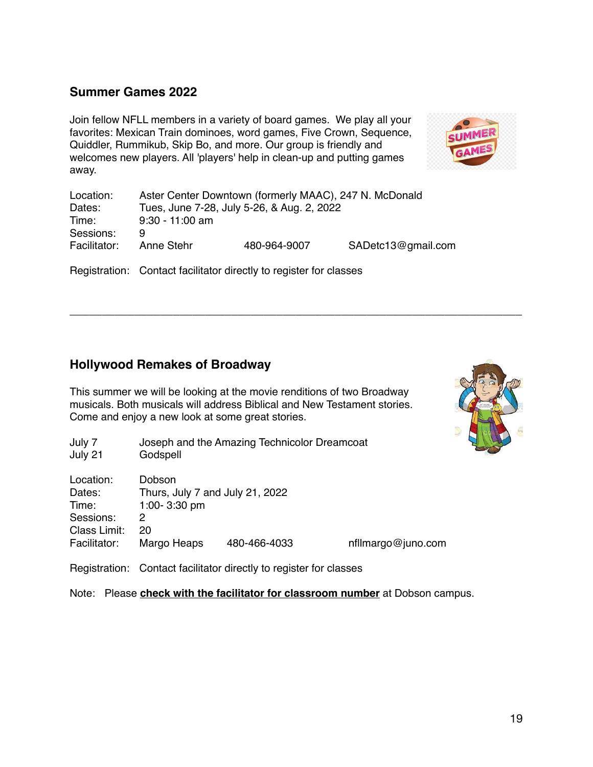## Summer Games 2022

Join fellow NFLL members in a variety of board games. We play all your favorites: Mexican Train dominoes, word games, Five Crown, Sequence, Quiddler, Rummikub, Skip Bo, and more. Our group is friendly and welcomes new players. All 'players' help in clean-up and putting games away.

| | | | |
|---|---|---|---|
| Location: | Aster Center Downtown (formerly MAAC), 247 N. McDonald | | |
| Dates: | Tues, June 7-28, July 5-26, & Aug. 2, 2022 | | |
| Time: | 9:30 - 11:00 am | | |
| Sessions: | 9 | | |
| Facilitator: | Anne Stehr | 480-964-9007 | SADetc13@gmail.com |

Registration: Contact facilitator directly to register for classes

---

## Hollywood Remakes of Broadway

This summer we will be looking at the movie renditions of two Broadway musicals. Both musicals will address Biblical and New Testament stories. Come and enjoy a new look at some great stories.

| | |
|---|---|
| July 7 | Joseph and the Amazing Technicolor Dreamcoat |
| July 21 | Godspell |

| | | | |
|---|---|---|---|
| Location: | Dobson | | |
| Dates: | Thurs, July 7 and July 21, 2022 | | |
| Time: | 1:00- 3:30 pm | | |
| Sessions: | 2 | | |
| Class Limit: | 20 | | |
| Facilitator: | Margo Heaps | 480-466-4033 | nfllmargo@juno.com |

Registration: Contact facilitator directly to register for classes

Note: Please **check with the facilitator for classroom number** at Dobson campus.